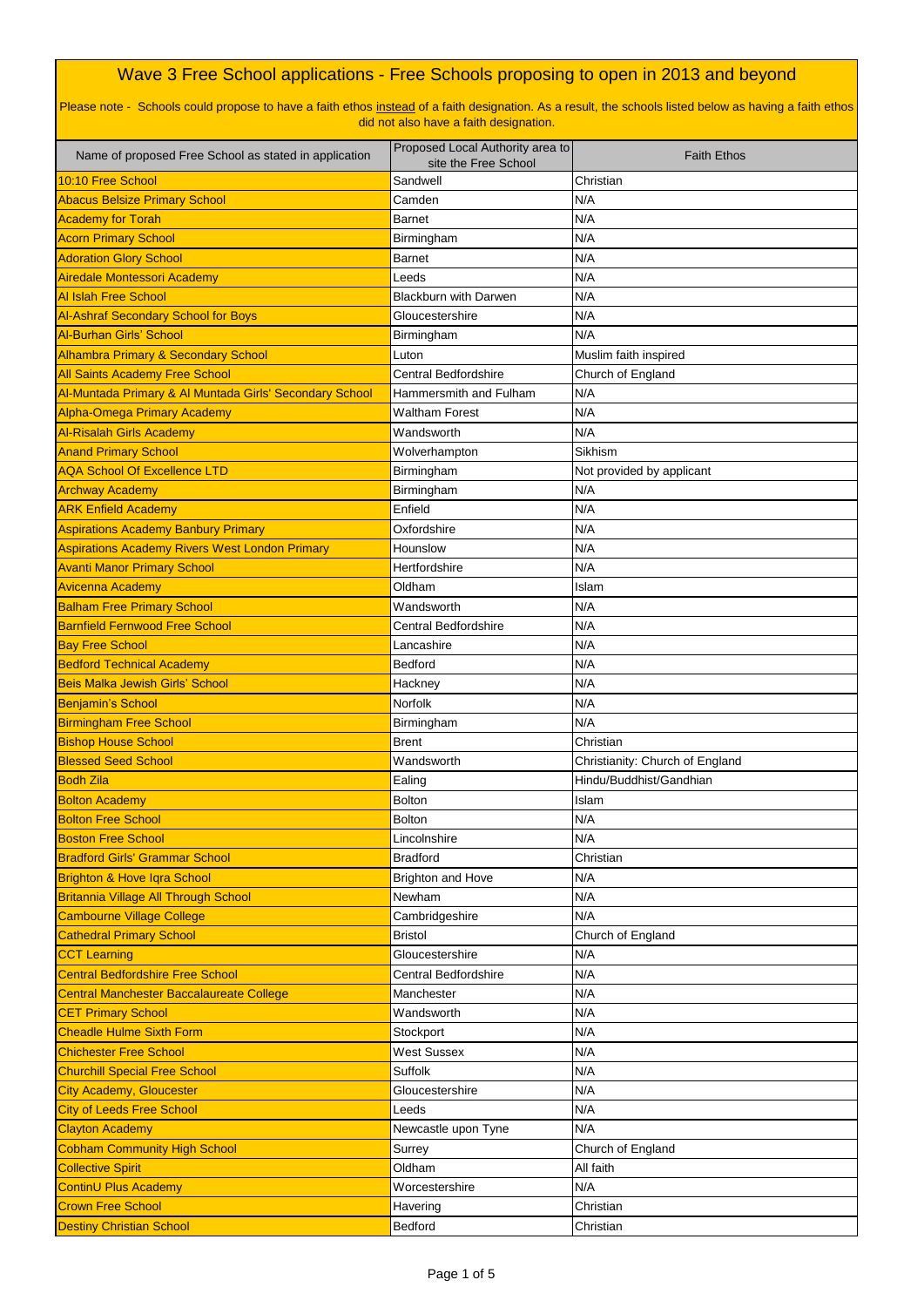# Wave 3 Free School applications - Free Schools proposing to open in 2013 and beyond

Please note - Schools could propose to have a faith ethos instead of a faith designation. As a result, the schools listed below as having a faith ethos did not also have a faith designation.

| Name of proposed Free School as stated in application | Proposed Local Authority area to site the Free School | Faith Ethos |
|---|---|---|
| 10:10 Free School | Sandwell | Christian |
| Abacus Belsize Primary School | Camden | N/A |
| Academy for Torah | Barnet | N/A |
| Acorn Primary School | Birmingham | N/A |
| Adoration Glory School | Barnet | N/A |
| Airedale Montessori Academy | Leeds | N/A |
| Al Islah Free School | Blackburn with Darwen | N/A |
| Al-Ashraf Secondary School for Boys | Gloucestershire | N/A |
| Al-Burhan Girls' School | Birmingham | N/A |
| Alhambra Primary & Secondary School | Luton | Muslim faith inspired |
| All Saints Academy Free School | Central Bedfordshire | Church of England |
| Al-Muntada Primary & Al Muntada Girls' Secondary School | Hammersmith and Fulham | N/A |
| Alpha-Omega Primary Academy | Waltham Forest | N/A |
| Al-Risalah Girls Academy | Wandsworth | N/A |
| Anand Primary School | Wolverhampton | Sikhism |
| AQA School Of Excellence LTD | Birmingham | Not provided by applicant |
| Archway Academy | Birmingham | N/A |
| ARK Enfield Academy | Enfield | N/A |
| Aspirations Academy Banbury Primary | Oxfordshire | N/A |
| Aspirations Academy Rivers West London Primary | Hounslow | N/A |
| Avanti Manor Primary School | Hertfordshire | N/A |
| Avicenna Academy | Oldham | Islam |
| Balham Free Primary School | Wandsworth | N/A |
| Barnfield Fernwood Free School | Central Bedfordshire | N/A |
| Bay Free School | Lancashire | N/A |
| Bedford Technical Academy | Bedford | N/A |
| Beis Malka Jewish Girls' School | Hackney | N/A |
| Benjamin's School | Norfolk | N/A |
| Birmingham Free School | Birmingham | N/A |
| Bishop House School | Brent | Christian |
| Blessed Seed School | Wandsworth | Christianity: Church of England |
| Bodh Zila | Ealing | Hindu/Buddhist/Gandhian |
| Bolton Academy | Bolton | Islam |
| Bolton Free School | Bolton | N/A |
| Boston Free School | Lincolnshire | N/A |
| Bradford Girls' Grammar School | Bradford | Christian |
| Brighton & Hove Iqra School | Brighton and Hove | N/A |
| Britannia Village All Through School | Newham | N/A |
| Cambourne Village College | Cambridgeshire | N/A |
| Cathedral Primary School | Bristol | Church of England |
| CCT Learning | Gloucestershire | N/A |
| Central Bedfordshire Free School | Central Bedfordshire | N/A |
| Central Manchester Baccalaureate College | Manchester | N/A |
| CET Primary School | Wandsworth | N/A |
| Cheadle Hulme Sixth Form | Stockport | N/A |
| Chichester Free School | West Sussex | N/A |
| Churchill Special Free School | Suffolk | N/A |
| City Academy, Gloucester | Gloucestershire | N/A |
| City of Leeds Free School | Leeds | N/A |
| Clayton Academy | Newcastle upon Tyne | N/A |
| Cobham Community High School | Surrey | Church of England |
| Collective Spirit | Oldham | All faith |
| ContinU Plus Academy | Worcestershire | N/A |
| Crown Free School | Havering | Christian |
| Destiny Christian School | Bedford | Christian |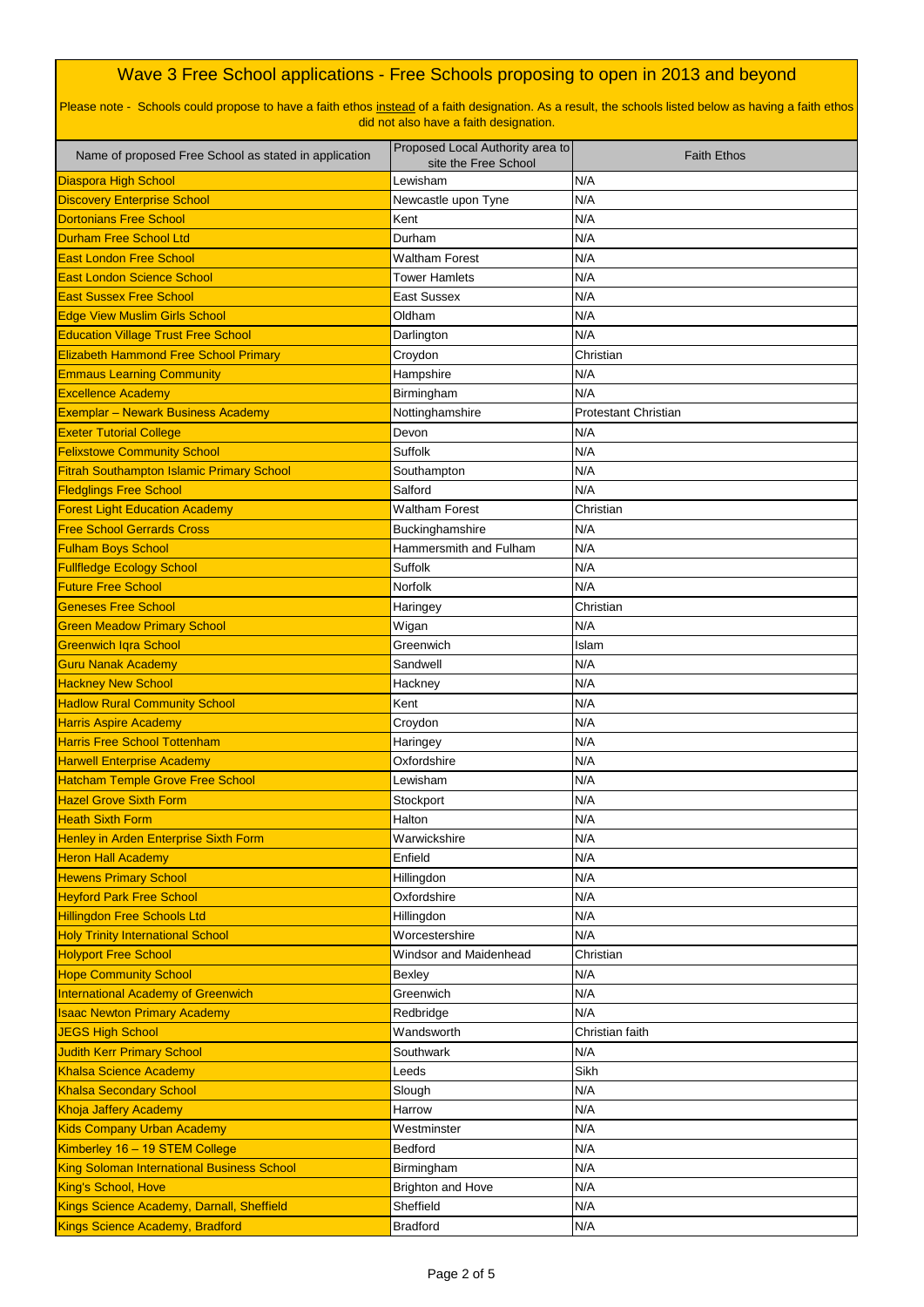# Wave 3 Free School applications - Free Schools proposing to open in 2013 and beyond

Please note - Schools could propose to have a faith ethos instead of a faith designation. As a result, the schools listed below as having a faith ethos did not also have a faith designation.

| Name of proposed Free School as stated in application | Proposed Local Authority area to site the Free School | Faith Ethos |
|---|---|---|
| Diaspora High School | Lewisham | N/A |
| Discovery Enterprise School | Newcastle upon Tyne | N/A |
| Dortonians Free School | Kent | N/A |
| Durham Free School Ltd | Durham | N/A |
| East London Free School | Waltham Forest | N/A |
| East London Science School | Tower Hamlets | N/A |
| East Sussex Free School | East Sussex | N/A |
| Edge View Muslim Girls School | Oldham | N/A |
| Education Village Trust Free School | Darlington | N/A |
| Elizabeth Hammond Free School Primary | Croydon | Christian |
| Emmaus Learning Community | Hampshire | N/A |
| Excellence Academy | Birmingham | N/A |
| Exemplar – Newark Business Academy | Nottinghamshire | Protestant Christian |
| Exeter Tutorial College | Devon | N/A |
| Felixstowe Community School | Suffolk | N/A |
| Fitrah Southampton Islamic Primary School | Southampton | N/A |
| Fledglings Free School | Salford | N/A |
| Forest Light Education Academy | Waltham Forest | Christian |
| Free School Gerrards Cross | Buckinghamshire | N/A |
| Fulham Boys School | Hammersmith and Fulham | N/A |
| Fullfledge Ecology School | Suffolk | N/A |
| Future Free School | Norfolk | N/A |
| Geneses Free School | Haringey | Christian |
| Green Meadow Primary School | Wigan | N/A |
| Greenwich Iqra School | Greenwich | Islam |
| Guru Nanak Academy | Sandwell | N/A |
| Hackney New School | Hackney | N/A |
| Hadlow Rural Community School | Kent | N/A |
| Harris Aspire Academy | Croydon | N/A |
| Harris Free School Tottenham | Haringey | N/A |
| Harwell Enterprise Academy | Oxfordshire | N/A |
| Hatcham Temple Grove Free School | Lewisham | N/A |
| Hazel Grove Sixth Form | Stockport | N/A |
| Heath Sixth Form | Halton | N/A |
| Henley in Arden Enterprise Sixth Form | Warwickshire | N/A |
| Heron Hall Academy | Enfield | N/A |
| Hewens Primary School | Hillingdon | N/A |
| Heyford Park Free School | Oxfordshire | N/A |
| Hillingdon Free Schools Ltd | Hillingdon | N/A |
| Holy Trinity International School | Worcestershire | N/A |
| Holyport Free School | Windsor and Maidenhead | Christian |
| Hope Community School | Bexley | N/A |
| International Academy of Greenwich | Greenwich | N/A |
| Isaac Newton Primary Academy | Redbridge | N/A |
| JEGS High School | Wandsworth | Christian faith |
| Judith Kerr Primary School | Southwark | N/A |
| Khalsa Science Academy | Leeds | Sikh |
| Khalsa Secondary School | Slough | N/A |
| Khoja Jaffery Academy | Harrow | N/A |
| Kids Company Urban Academy | Westminster | N/A |
| Kimberley 16 – 19 STEM College | Bedford | N/A |
| King Soloman International Business School | Birmingham | N/A |
| King's School, Hove | Brighton and Hove | N/A |
| Kings Science Academy, Darnall, Sheffield | Sheffield | N/A |
| Kings Science Academy, Bradford | Bradford | N/A |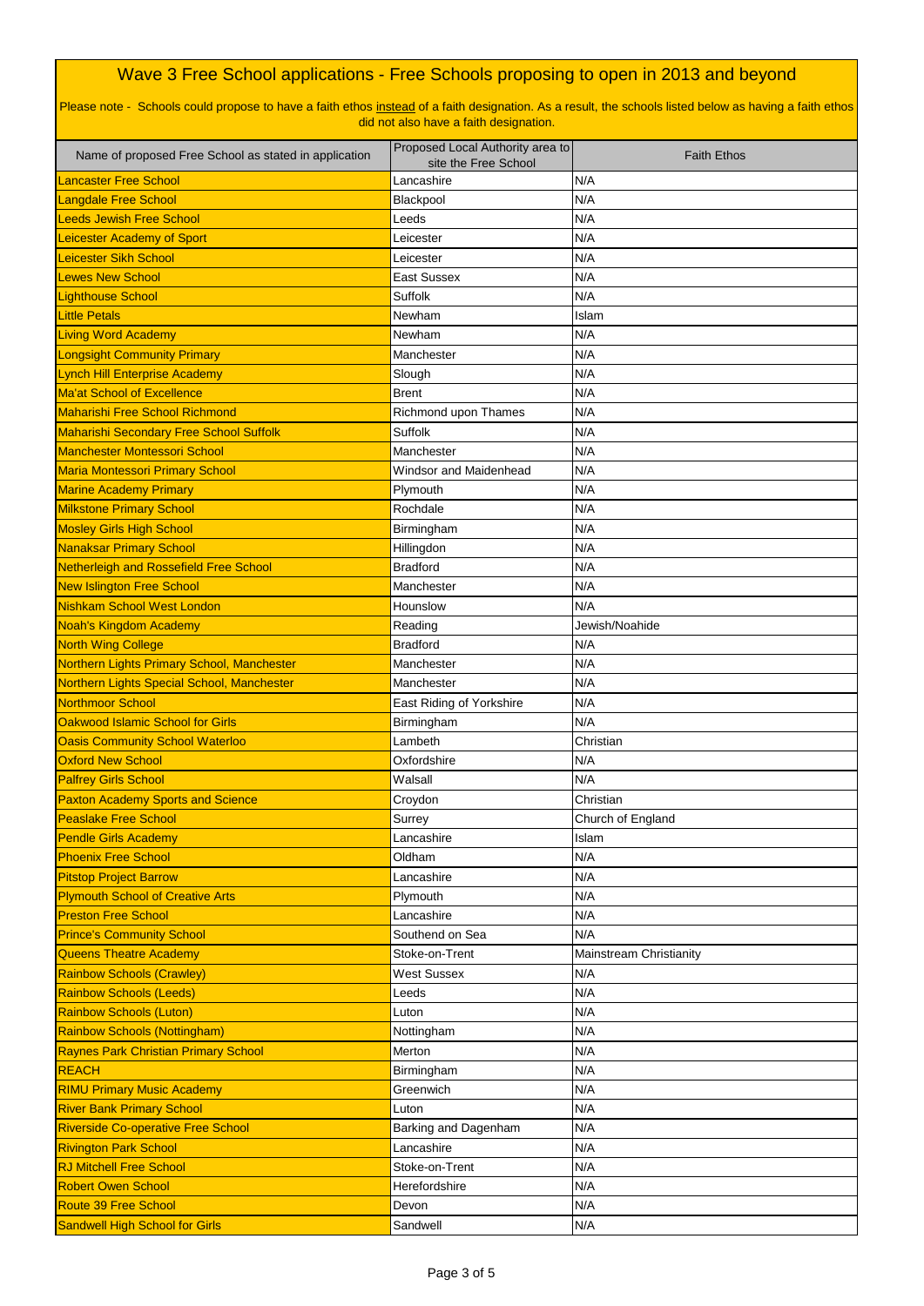# Wave 3 Free School applications - Free Schools proposing to open in 2013 and beyond

Please note - Schools could propose to have a faith ethos instead of a faith designation. As a result, the schools listed below as having a faith ethos did not also have a faith designation.

| Name of proposed Free School as stated in application | Proposed Local Authority area to site the Free School | Faith Ethos |
|---|---|---|
| Lancaster Free School | Lancashire | N/A |
| Langdale Free School | Blackpool | N/A |
| Leeds Jewish Free School | Leeds | N/A |
| Leicester Academy of Sport | Leicester | N/A |
| Leicester Sikh School | Leicester | N/A |
| Lewes New School | East Sussex | N/A |
| Lighthouse School | Suffolk | N/A |
| Little Petals | Newham | Islam |
| Living Word Academy | Newham | N/A |
| Longsight Community Primary | Manchester | N/A |
| Lynch Hill Enterprise Academy | Slough | N/A |
| Ma'at School of Excellence | Brent | N/A |
| Maharishi Free School Richmond | Richmond upon Thames | N/A |
| Maharishi Secondary Free School Suffolk | Suffolk | N/A |
| Manchester Montessori School | Manchester | N/A |
| Maria Montessori Primary School | Windsor and Maidenhead | N/A |
| Marine Academy Primary | Plymouth | N/A |
| Milkstone Primary School | Rochdale | N/A |
| Mosley Girls High School | Birmingham | N/A |
| Nanaksar Primary School | Hillingdon | N/A |
| Netherleigh and Rossefield Free School | Bradford | N/A |
| New Islington Free School | Manchester | N/A |
| Nishkam School West London | Hounslow | N/A |
| Noah's Kingdom Academy | Reading | Jewish/Noahide |
| North Wing College | Bradford | N/A |
| Northern Lights Primary School, Manchester | Manchester | N/A |
| Northern Lights Special School, Manchester | Manchester | N/A |
| Northmoor School | East Riding of Yorkshire | N/A |
| Oakwood Islamic School for Girls | Birmingham | N/A |
| Oasis Community School Waterloo | Lambeth | Christian |
| Oxford New School | Oxfordshire | N/A |
| Palfrey Girls School | Walsall | N/A |
| Paxton Academy Sports and Science | Croydon | Christian |
| Peaslake Free School | Surrey | Church of England |
| Pendle Girls Academy | Lancashire | Islam |
| Phoenix Free School | Oldham | N/A |
| Pitstop Project Barrow | Lancashire | N/A |
| Plymouth School of Creative Arts | Plymouth | N/A |
| Preston Free School | Lancashire | N/A |
| Prince's Community School | Southend on Sea | N/A |
| Queens Theatre Academy | Stoke-on-Trent | Mainstream Christianity |
| Rainbow Schools (Crawley) | West Sussex | N/A |
| Rainbow Schools (Leeds) | Leeds | N/A |
| Rainbow Schools (Luton) | Luton | N/A |
| Rainbow Schools (Nottingham) | Nottingham | N/A |
| Raynes Park Christian Primary School | Merton | N/A |
| REACH | Birmingham | N/A |
| RIMU Primary Music Academy | Greenwich | N/A |
| River Bank Primary School | Luton | N/A |
| Riverside Co-operative Free School | Barking and Dagenham | N/A |
| Rivington Park School | Lancashire | N/A |
| RJ Mitchell Free School | Stoke-on-Trent | N/A |
| Robert Owen School | Herefordshire | N/A |
| Route 39 Free School | Devon | N/A |
| Sandwell High School for Girls | Sandwell | N/A |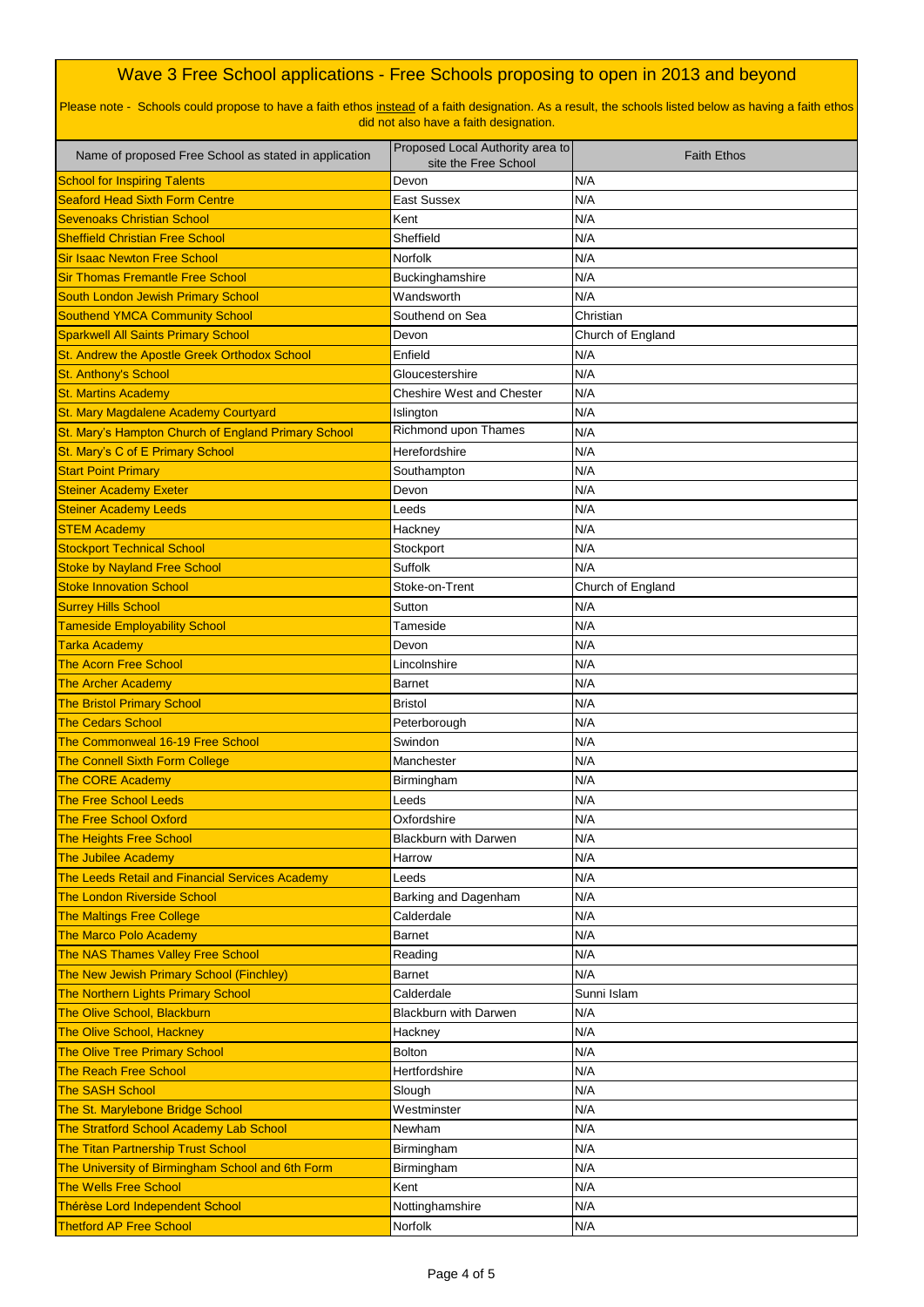# Wave 3 Free School applications - Free Schools proposing to open in 2013 and beyond

Please note - Schools could propose to have a faith ethos instead of a faith designation. As a result, the schools listed below as having a faith ethos did not also have a faith designation.

| Name of proposed Free School as stated in application | Proposed Local Authority area to site the Free School | Faith Ethos |
|---|---|---|
| School for Inspiring Talents | Devon | N/A |
| Seaford Head Sixth Form Centre | East Sussex | N/A |
| Sevenoaks Christian School | Kent | N/A |
| Sheffield Christian Free School | Sheffield | N/A |
| Sir Isaac Newton Free School | Norfolk | N/A |
| Sir Thomas Fremantle Free School | Buckinghamshire | N/A |
| South London Jewish Primary School | Wandsworth | N/A |
| Southend YMCA Community School | Southend on Sea | Christian |
| Sparkwell All Saints Primary School | Devon | Church of England |
| St. Andrew the Apostle Greek Orthodox School | Enfield | N/A |
| St. Anthony's School | Gloucestershire | N/A |
| St. Martins Academy | Cheshire West and Chester | N/A |
| St. Mary Magdalene Academy Courtyard | Islington | N/A |
| St. Mary's Hampton Church of England Primary School | Richmond upon Thames | N/A |
| St. Mary's C of E Primary School | Herefordshire | N/A |
| Start Point Primary | Southampton | N/A |
| Steiner Academy Exeter | Devon | N/A |
| Steiner Academy Leeds | Leeds | N/A |
| STEM Academy | Hackney | N/A |
| Stockport Technical School | Stockport | N/A |
| Stoke by Nayland Free School | Suffolk | N/A |
| Stoke Innovation School | Stoke-on-Trent | Church of England |
| Surrey Hills School | Sutton | N/A |
| Tameside Employability School | Tameside | N/A |
| Tarka Academy | Devon | N/A |
| The Acorn Free School | Lincolnshire | N/A |
| The Archer Academy | Barnet | N/A |
| The Bristol Primary School | Bristol | N/A |
| The Cedars School | Peterborough | N/A |
| The Commonweal 16-19 Free School | Swindon | N/A |
| The Connell Sixth Form College | Manchester | N/A |
| The CORE Academy | Birmingham | N/A |
| The Free School Leeds | Leeds | N/A |
| The Free School Oxford | Oxfordshire | N/A |
| The Heights Free School | Blackburn with Darwen | N/A |
| The Jubilee Academy | Harrow | N/A |
| The Leeds Retail and Financial Services Academy | Leeds | N/A |
| The London Riverside School | Barking and Dagenham | N/A |
| The Maltings Free College | Calderdale | N/A |
| The Marco Polo Academy | Barnet | N/A |
| The NAS Thames Valley Free School | Reading | N/A |
| The New Jewish Primary School (Finchley) | Barnet | N/A |
| The Northern Lights Primary School | Calderdale | Sunni Islam |
| The Olive School, Blackburn | Blackburn with Darwen | N/A |
| The Olive School, Hackney | Hackney | N/A |
| The Olive Tree Primary School | Bolton | N/A |
| The Reach Free School | Hertfordshire | N/A |
| The SASH School | Slough | N/A |
| The St. Marylebone Bridge School | Westminster | N/A |
| The Stratford School Academy Lab School | Newham | N/A |
| The Titan Partnership Trust School | Birmingham | N/A |
| The University of Birmingham School and 6th Form | Birmingham | N/A |
| The Wells Free School | Kent | N/A |
| Thérèse Lord Independent School | Nottinghamshire | N/A |
| Thetford AP Free School | Norfolk | N/A |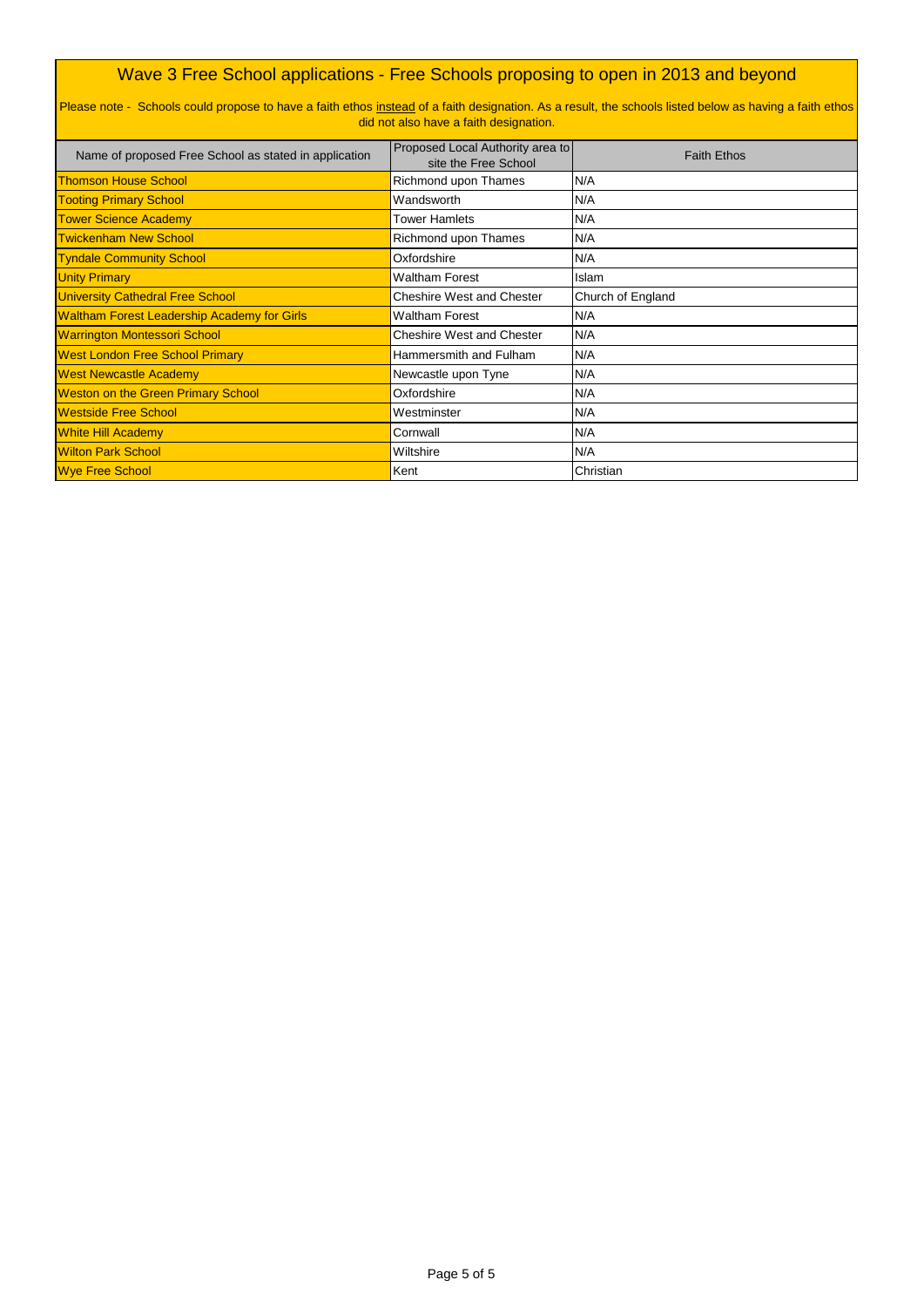# Wave 3 Free School applications - Free Schools proposing to open in 2013 and beyond

Please note - Schools could propose to have a faith ethos instead of a faith designation. As a result, the schools listed below as having a faith ethos did not also have a faith designation.

| Name of proposed Free School as stated in application | Proposed Local Authority area to site the Free School | Faith Ethos |
| --- | --- | --- |
| Thomson House School | Richmond upon Thames | N/A |
| Tooting Primary School | Wandsworth | N/A |
| Tower Science Academy | Tower Hamlets | N/A |
| Twickenham New School | Richmond upon Thames | N/A |
| Tyndale Community School | Oxfordshire | N/A |
| Unity Primary | Waltham Forest | Islam |
| University Cathedral Free School | Cheshire West and Chester | Church of England |
| Waltham Forest Leadership Academy for Girls | Waltham Forest | N/A |
| Warrington Montessori School | Cheshire West and Chester | N/A |
| West London Free School Primary | Hammersmith and Fulham | N/A |
| West Newcastle Academy | Newcastle upon Tyne | N/A |
| Weston on the Green Primary School | Oxfordshire | N/A |
| Westside Free School | Westminster | N/A |
| White Hill Academy | Cornwall | N/A |
| Wilton Park School | Wiltshire | N/A |
| Wye Free School | Kent | Christian |